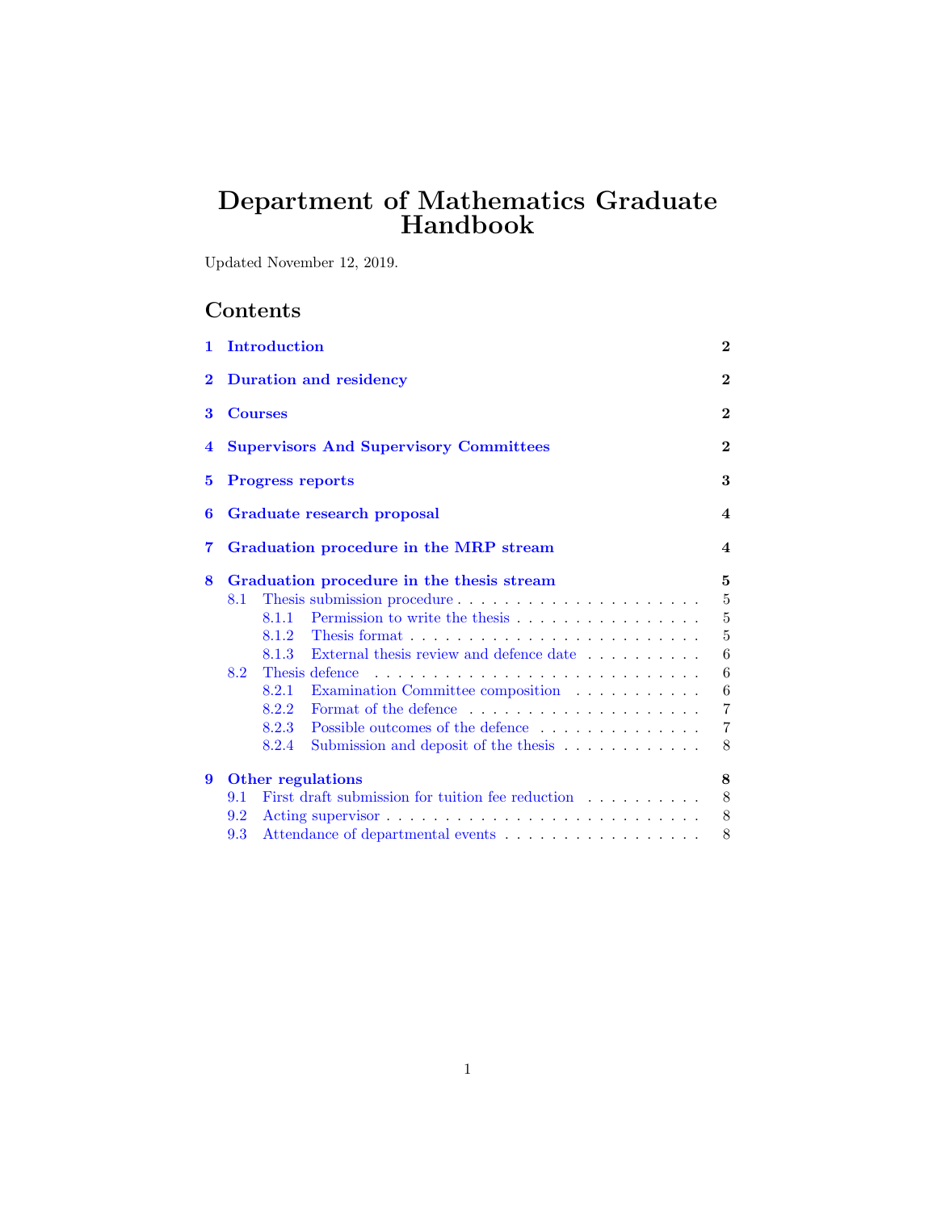# Department of Mathematics Graduate Handbook

Updated November 12, 2019.

## Contents

- **1 Introduction** — 2
- **2 Duration and residency** — 2
- **3 Courses** — 2
- **4 Supervisors And Supervisory Committees** — 2
- **5 Progress reports** — 3
- **6 Graduate research proposal** — 4
- **7 Graduation procedure in the MRP stream** — 4
- **8 Graduation procedure in the thesis stream** — 5
  - 8.1 Thesis submission procedure — 5
    - 8.1.1 Permission to write the thesis — 5
    - 8.1.2 Thesis format — 5
    - 8.1.3 External thesis review and defence date — 6
  - 8.2 Thesis defence — 6
    - 8.2.1 Examination Committee composition — 6
    - 8.2.2 Format of the defence — 7
    - 8.2.3 Possible outcomes of the defence — 7
    - 8.2.4 Submission and deposit of the thesis — 8
- **9 Other regulations** — 8
  - 9.1 First draft submission for tuition fee reduction — 8
  - 9.2 Acting supervisor — 8
  - 9.3 Attendance of departmental events — 8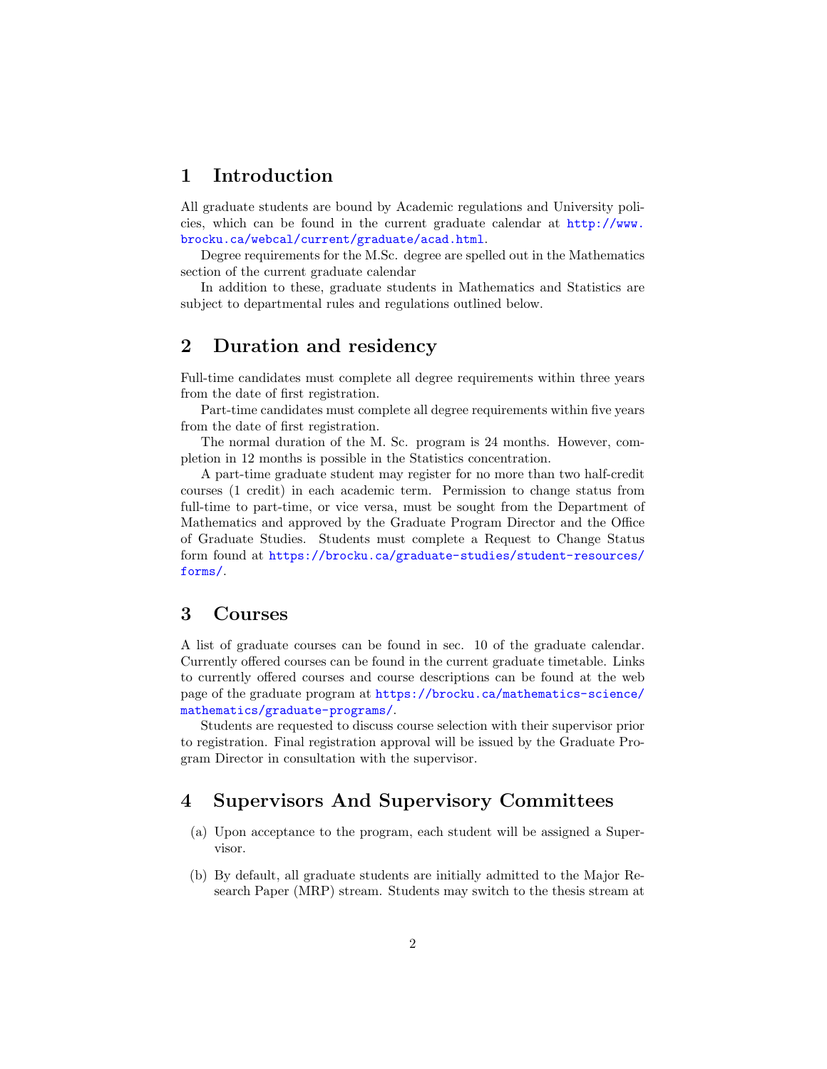## 1 Introduction

All graduate students are bound by Academic regulations and University policies, which can be found in the current graduate calendar at http://www.brocku.ca/webcal/current/graduate/acad.html.

Degree requirements for the M.Sc. degree are spelled out in the Mathematics section of the current graduate calendar

In addition to these, graduate students in Mathematics and Statistics are subject to departmental rules and regulations outlined below.

## 2 Duration and residency

Full-time candidates must complete all degree requirements within three years from the date of first registration.

Part-time candidates must complete all degree requirements within five years from the date of first registration.

The normal duration of the M. Sc. program is 24 months. However, completion in 12 months is possible in the Statistics concentration.

A part-time graduate student may register for no more than two half-credit courses (1 credit) in each academic term. Permission to change status from full-time to part-time, or vice versa, must be sought from the Department of Mathematics and approved by the Graduate Program Director and the Office of Graduate Studies. Students must complete a Request to Change Status form found at https://brocku.ca/graduate-studies/student-resources/forms/.

## 3 Courses

A list of graduate courses can be found in sec. 10 of the graduate calendar. Currently offered courses can be found in the current graduate timetable. Links to currently offered courses and course descriptions can be found at the web page of the graduate program at https://brocku.ca/mathematics-science/mathematics/graduate-programs/.

Students are requested to discuss course selection with their supervisor prior to registration. Final registration approval will be issued by the Graduate Program Director in consultation with the supervisor.

## 4 Supervisors And Supervisory Committees

(a) Upon acceptance to the program, each student will be assigned a Supervisor.

(b) By default, all graduate students are initially admitted to the Major Research Paper (MRP) stream. Students may switch to the thesis stream at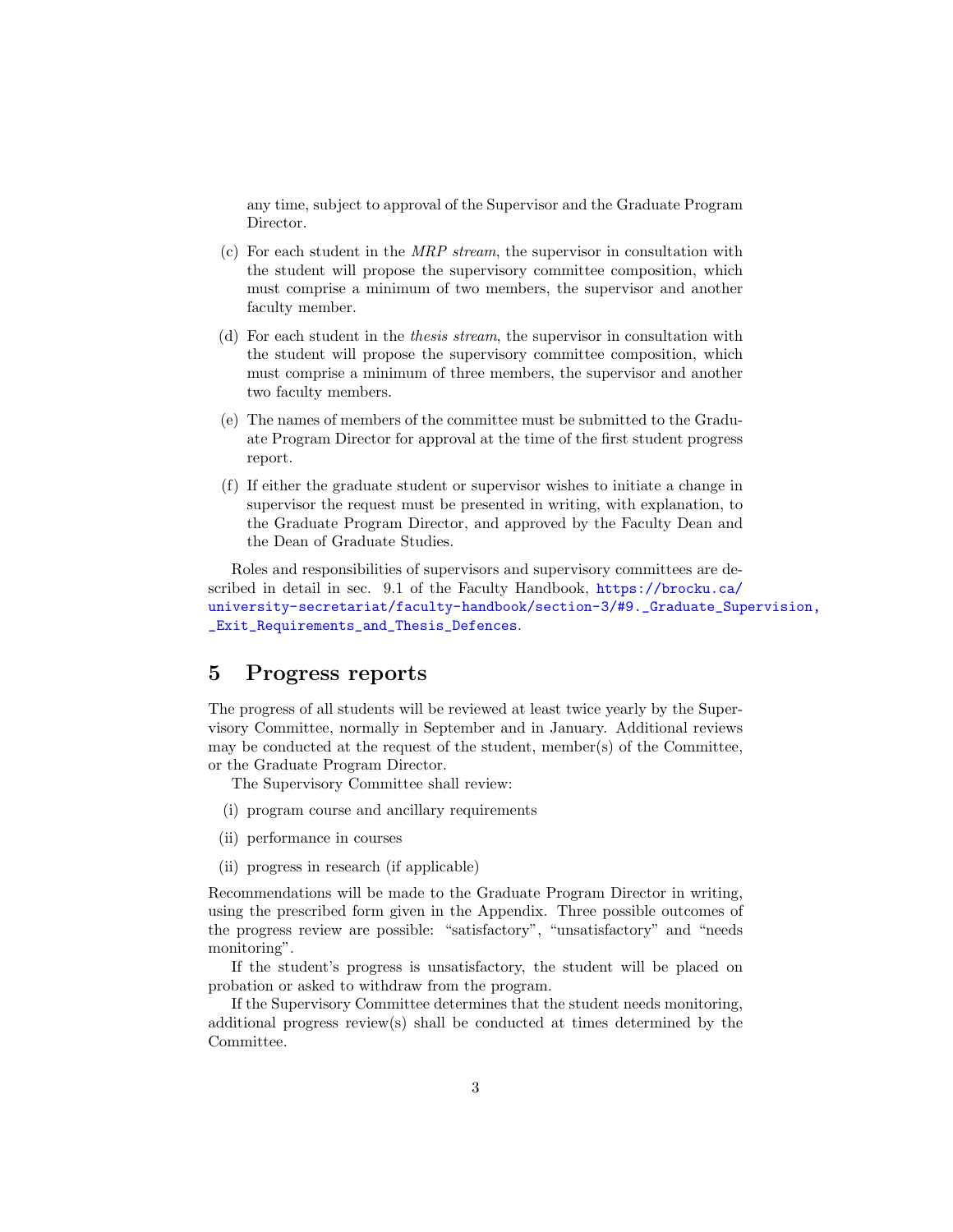any time, subject to approval of the Supervisor and the Graduate Program Director.

(c) For each student in the *MRP stream*, the supervisor in consultation with the student will propose the supervisory committee composition, which must comprise a minimum of two members, the supervisor and another faculty member.

(d) For each student in the *thesis stream*, the supervisor in consultation with the student will propose the supervisory committee composition, which must comprise a minimum of three members, the supervisor and another two faculty members.

(e) The names of members of the committee must be submitted to the Graduate Program Director for approval at the time of the first student progress report.

(f) If either the graduate student or supervisor wishes to initiate a change in supervisor the request must be presented in writing, with explanation, to the Graduate Program Director, and approved by the Faculty Dean and the Dean of Graduate Studies.

Roles and responsibilities of supervisors and supervisory committees are described in detail in sec. 9.1 of the Faculty Handbook, https://brocku.ca/university-secretariat/faculty-handbook/section-3/#9._Graduate_Supervision,_Exit_Requirements_and_Thesis_Defences.

## 5 Progress reports

The progress of all students will be reviewed at least twice yearly by the Supervisory Committee, normally in September and in January. Additional reviews may be conducted at the request of the student, member(s) of the Committee, or the Graduate Program Director.

The Supervisory Committee shall review:

(i) program course and ancillary requirements

(ii) performance in courses

(ii) progress in research (if applicable)

Recommendations will be made to the Graduate Program Director in writing, using the prescribed form given in the Appendix. Three possible outcomes of the progress review are possible: "satisfactory", "unsatisfactory" and "needs monitoring".

If the student's progress is unsatisfactory, the student will be placed on probation or asked to withdraw from the program.

If the Supervisory Committee determines that the student needs monitoring, additional progress review(s) shall be conducted at times determined by the Committee.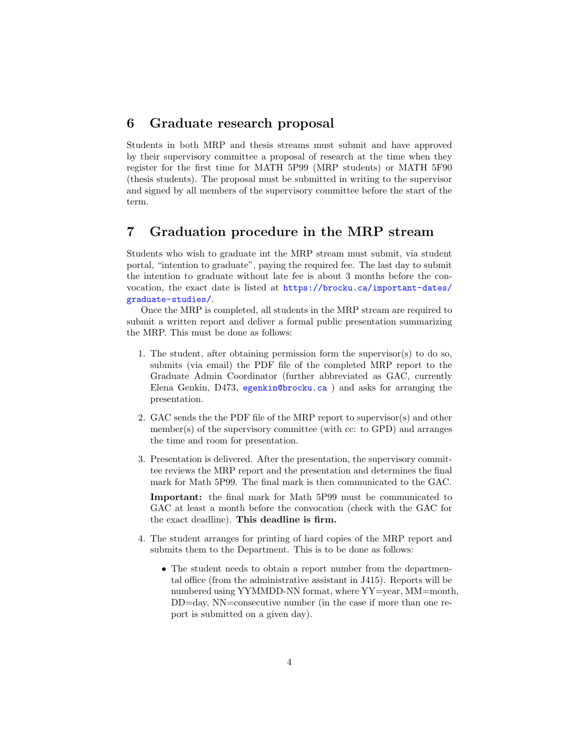## 6 Graduate research proposal

Students in both MRP and thesis streams must submit and have approved by their supervisory committee a proposal of research at the time when they register for the first time for MATH 5P99 (MRP students) or MATH 5F90 (thesis students). The proposal must be submitted in writing to the supervisor and signed by all members of the supervisory committee before the start of the term.

## 7 Graduation procedure in the MRP stream

Students who wish to graduate int the MRP stream must submit, via student portal, "intention to graduate", paying the required fee. The last day to submit the intention to graduate without late fee is about 3 months before the convocation, the exact date is listed at https://brocku.ca/important-dates/graduate-studies/.

Once the MRP is completed, all students in the MRP stream are required to submit a written report and deliver a formal public presentation summarizing the MRP. This must be done as follows:

1. The student, after obtaining permission form the supervisor(s) to do so, submits (via email) the PDF file of the completed MRP report to the Graduate Admin Coordinator (further abbreviated as GAC, currently Elena Genkin, D473, egenkin@brocku.ca ) and asks for arranging the presentation.

2. GAC sends the the PDF file of the MRP report to supervisor(s) and other member(s) of the supervisory committee (with cc: to GPD) and arranges the time and room for presentation.

3. Presentation is delivered. After the presentation, the supervisory committee reviews the MRP report and the presentation and determines the final mark for Math 5P99. The final mark is then communicated to the GAC.

   **Important:** the final mark for Math 5P99 must be communicated to GAC at least a month before the convocation (check with the GAC for the exact deadline). **This deadline is firm.**

4. The student arranges for printing of hard copies of the MRP report and submits them to the Department. This is to be done as follows:

   - The student needs to obtain a report number from the departmental office (from the administrative assistant in J415). Reports will be numbered using YYMMDD-NN format, where YY=year, MM=month, DD=day, NN=consecutive number (in the case if more than one report is submitted on a given day).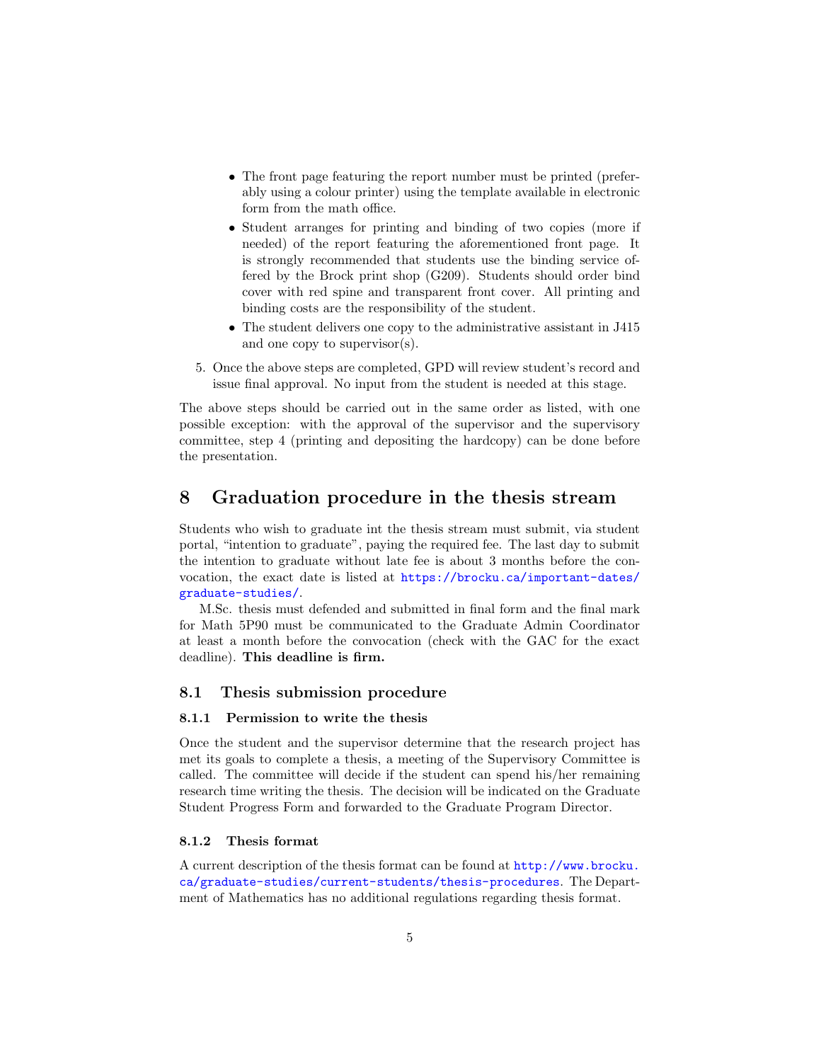- The front page featuring the report number must be printed (preferably using a colour printer) using the template available in electronic form from the math office.
- Student arranges for printing and binding of two copies (more if needed) of the report featuring the aforementioned front page. It is strongly recommended that students use the binding service offered by the Brock print shop (G209). Students should order bind cover with red spine and transparent front cover. All printing and binding costs are the responsibility of the student.
- The student delivers one copy to the administrative assistant in J415 and one copy to supervisor(s).

5. Once the above steps are completed, GPD will review student's record and issue final approval. No input from the student is needed at this stage.

The above steps should be carried out in the same order as listed, with one possible exception: with the approval of the supervisor and the supervisory committee, step 4 (printing and depositing the hardcopy) can be done before the presentation.

# 8 Graduation procedure in the thesis stream

Students who wish to graduate int the thesis stream must submit, via student portal, "intention to graduate", paying the required fee. The last day to submit the intention to graduate without late fee is about 3 months before the convocation, the exact date is listed at https://brocku.ca/important-dates/graduate-studies/.

M.Sc. thesis must defended and submitted in final form and the final mark for Math 5P90 must be communicated to the Graduate Admin Coordinator at least a month before the convocation (check with the GAC for the exact deadline). **This deadline is firm.**

## 8.1 Thesis submission procedure

### 8.1.1 Permission to write the thesis

Once the student and the supervisor determine that the research project has met its goals to complete a thesis, a meeting of the Supervisory Committee is called. The committee will decide if the student can spend his/her remaining research time writing the thesis. The decision will be indicated on the Graduate Student Progress Form and forwarded to the Graduate Program Director.

### 8.1.2 Thesis format

A current description of the thesis format can be found at http://www.brocku.ca/graduate-studies/current-students/thesis-procedures. The Department of Mathematics has no additional regulations regarding thesis format.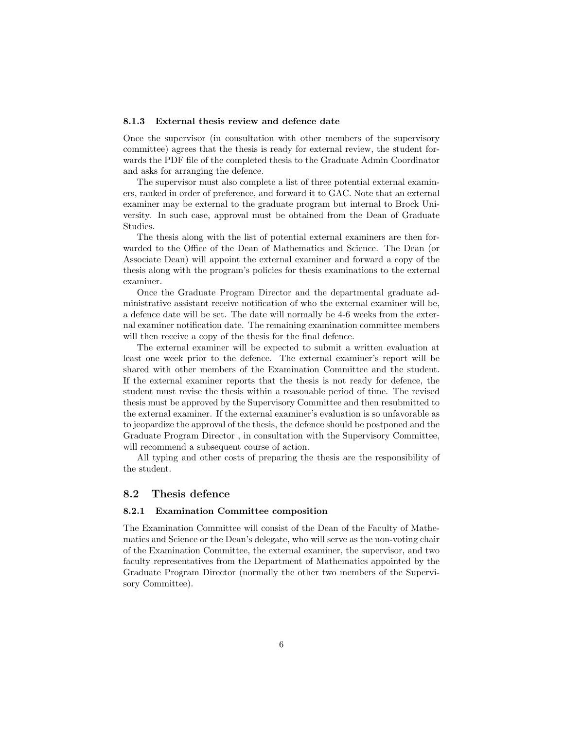### 8.1.3 External thesis review and defence date

Once the supervisor (in consultation with other members of the supervisory committee) agrees that the thesis is ready for external review, the student forwards the PDF file of the completed thesis to the Graduate Admin Coordinator and asks for arranging the defence.

The supervisor must also complete a list of three potential external examiners, ranked in order of preference, and forward it to GAC. Note that an external examiner may be external to the graduate program but internal to Brock University. In such case, approval must be obtained from the Dean of Graduate Studies.

The thesis along with the list of potential external examiners are then forwarded to the Office of the Dean of Mathematics and Science. The Dean (or Associate Dean) will appoint the external examiner and forward a copy of the thesis along with the program's policies for thesis examinations to the external examiner.

Once the Graduate Program Director and the departmental graduate administrative assistant receive notification of who the external examiner will be, a defence date will be set. The date will normally be 4-6 weeks from the external examiner notification date. The remaining examination committee members will then receive a copy of the thesis for the final defence.

The external examiner will be expected to submit a written evaluation at least one week prior to the defence. The external examiner's report will be shared with other members of the Examination Committee and the student. If the external examiner reports that the thesis is not ready for defence, the student must revise the thesis within a reasonable period of time. The revised thesis must be approved by the Supervisory Committee and then resubmitted to the external examiner. If the external examiner's evaluation is so unfavorable as to jeopardize the approval of the thesis, the defence should be postponed and the Graduate Program Director , in consultation with the Supervisory Committee, will recommend a subsequent course of action.

All typing and other costs of preparing the thesis are the responsibility of the student.

## 8.2 Thesis defence

### 8.2.1 Examination Committee composition

The Examination Committee will consist of the Dean of the Faculty of Mathematics and Science or the Dean's delegate, who will serve as the non-voting chair of the Examination Committee, the external examiner, the supervisor, and two faculty representatives from the Department of Mathematics appointed by the Graduate Program Director (normally the other two members of the Supervisory Committee).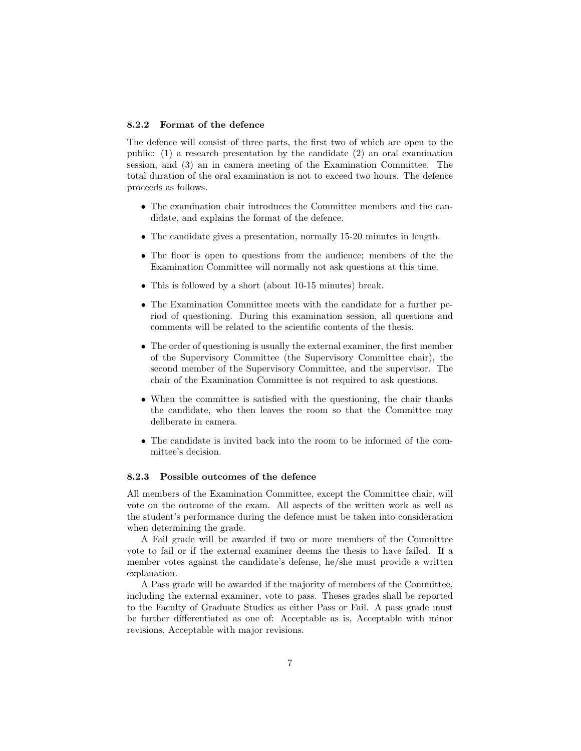#### 8.2.2 Format of the defence

The defence will consist of three parts, the first two of which are open to the public: (1) a research presentation by the candidate (2) an oral examination session, and (3) an in camera meeting of the Examination Committee. The total duration of the oral examination is not to exceed two hours. The defence proceeds as follows.

- The examination chair introduces the Committee members and the candidate, and explains the format of the defence.
- The candidate gives a presentation, normally 15-20 minutes in length.
- The floor is open to questions from the audience; members of the the Examination Committee will normally not ask questions at this time.
- This is followed by a short (about 10-15 minutes) break.
- The Examination Committee meets with the candidate for a further period of questioning. During this examination session, all questions and comments will be related to the scientific contents of the thesis.
- The order of questioning is usually the external examiner, the first member of the Supervisory Committee (the Supervisory Committee chair), the second member of the Supervisory Committee, and the supervisor. The chair of the Examination Committee is not required to ask questions.
- When the committee is satisfied with the questioning, the chair thanks the candidate, who then leaves the room so that the Committee may deliberate in camera.
- The candidate is invited back into the room to be informed of the committee's decision.

#### 8.2.3 Possible outcomes of the defence

All members of the Examination Committee, except the Committee chair, will vote on the outcome of the exam. All aspects of the written work as well as the student's performance during the defence must be taken into consideration when determining the grade.

A Fail grade will be awarded if two or more members of the Committee vote to fail or if the external examiner deems the thesis to have failed. If a member votes against the candidate's defense, he/she must provide a written explanation.

A Pass grade will be awarded if the majority of members of the Committee, including the external examiner, vote to pass. Theses grades shall be reported to the Faculty of Graduate Studies as either Pass or Fail. A pass grade must be further differentiated as one of: Acceptable as is, Acceptable with minor revisions, Acceptable with major revisions.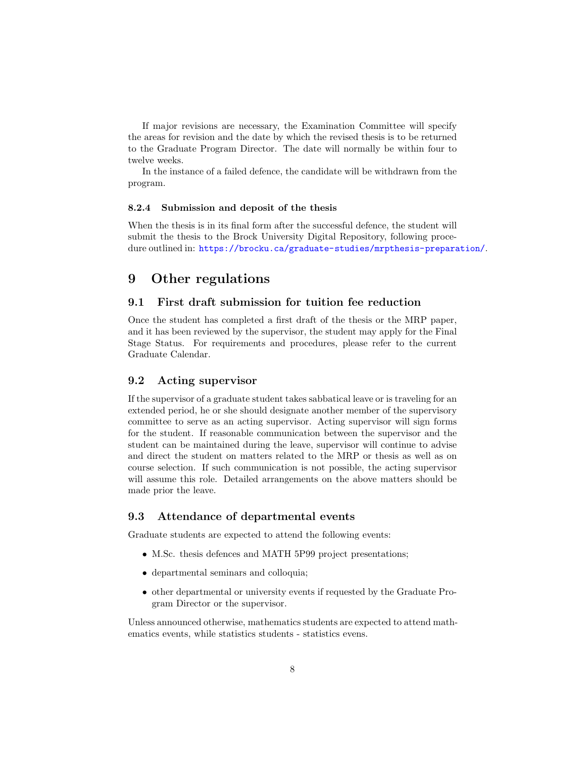If major revisions are necessary, the Examination Committee will specify the areas for revision and the date by which the revised thesis is to be returned to the Graduate Program Director. The date will normally be within four to twelve weeks.

In the instance of a failed defence, the candidate will be withdrawn from the program.

#### 8.2.4 Submission and deposit of the thesis

When the thesis is in its final form after the successful defence, the student will submit the thesis to the Brock University Digital Repository, following procedure outlined in: https://brocku.ca/graduate-studies/mrpthesis-preparation/.

# 9 Other regulations

## 9.1 First draft submission for tuition fee reduction

Once the student has completed a first draft of the thesis or the MRP paper, and it has been reviewed by the supervisor, the student may apply for the Final Stage Status. For requirements and procedures, please refer to the current Graduate Calendar.

## 9.2 Acting supervisor

If the supervisor of a graduate student takes sabbatical leave or is traveling for an extended period, he or she should designate another member of the supervisory committee to serve as an acting supervisor. Acting supervisor will sign forms for the student. If reasonable communication between the supervisor and the student can be maintained during the leave, supervisor will continue to advise and direct the student on matters related to the MRP or thesis as well as on course selection. If such communication is not possible, the acting supervisor will assume this role. Detailed arrangements on the above matters should be made prior the leave.

## 9.3 Attendance of departmental events

Graduate students are expected to attend the following events:

- M.Sc. thesis defences and MATH 5P99 project presentations;
- departmental seminars and colloquia;
- other departmental or university events if requested by the Graduate Program Director or the supervisor.

Unless announced otherwise, mathematics students are expected to attend mathematics events, while statistics students - statistics evens.